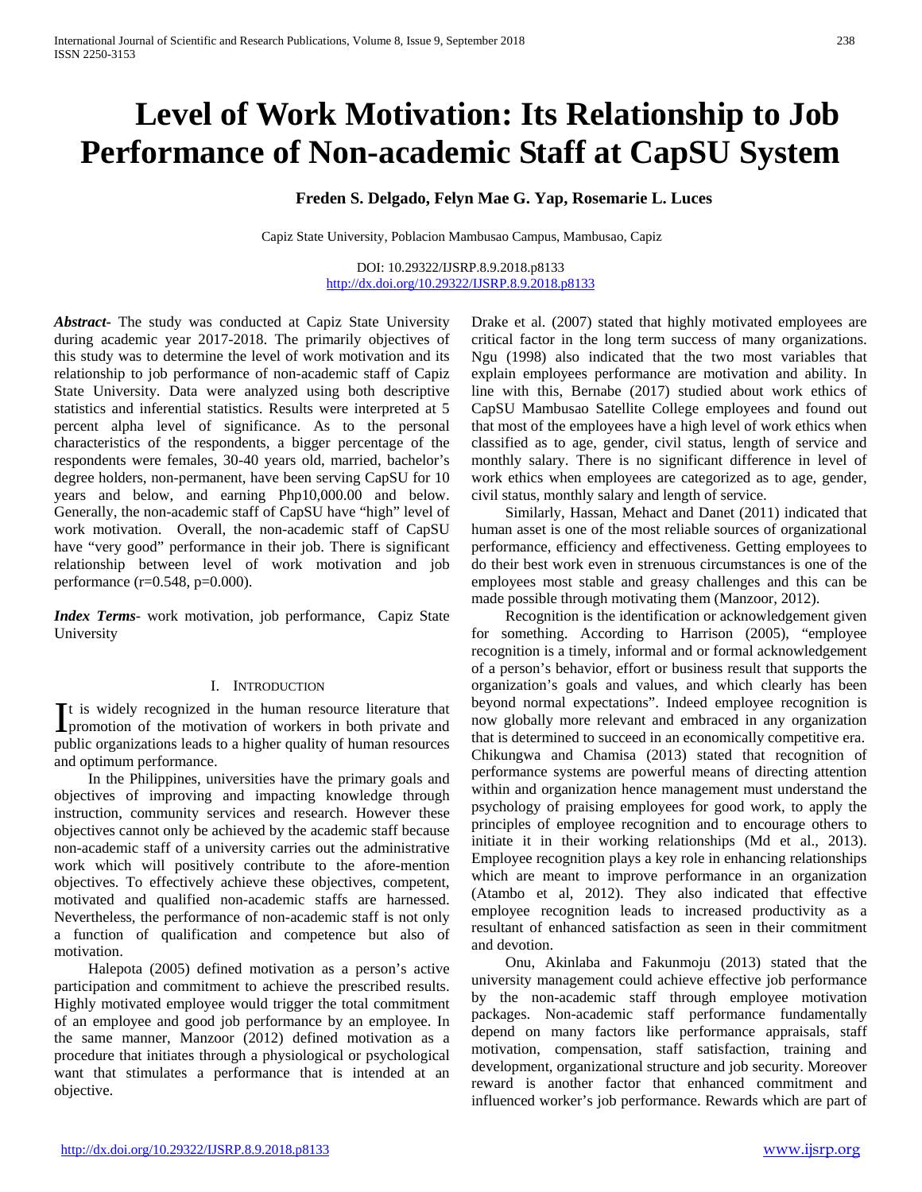# Level of Work Motivation: Its Relationship to Job Performance of Non-academic Staff at CapSU System

**Freden S. Delgado, Felyn Mae G. Yap, Rosemarie L. Luces**

Capiz State University, Poblacion Mambusao Campus, Mambusao, Capiz

DOI: 10.29322/IJSRP.8.9.2018.p8133
http://dx.doi.org/10.29322/IJSRP.8.9.2018.p8133

***Abstract*****-** The study was conducted at Capiz State University during academic year 2017-2018. The primarily objectives of this study was to determine the level of work motivation and its relationship to job performance of non-academic staff of Capiz State University. Data were analyzed using both descriptive statistics and inferential statistics. Results were interpreted at 5 percent alpha level of significance. As to the personal characteristics of the respondents, a bigger percentage of the respondents were females, 30-40 years old, married, bachelor's degree holders, non-permanent, have been serving CapSU for 10 years and below, and earning Php10,000.00 and below. Generally, the non-academic staff of CapSU have "high" level of work motivation. Overall, the non-academic staff of CapSU have "very good" performance in their job. There is significant relationship between level of work motivation and job performance (r=0.548, p=0.000).

***Index Terms*****-** work motivation, job performance, Capiz State University

## I. Introduction

It is widely recognized in the human resource literature that promotion of the motivation of workers in both private and public organizations leads to a higher quality of human resources and optimum performance.

In the Philippines, universities have the primary goals and objectives of improving and impacting knowledge through instruction, community services and research. However these objectives cannot only be achieved by the academic staff because non-academic staff of a university carries out the administrative work which will positively contribute to the afore-mention objectives. To effectively achieve these objectives, competent, motivated and qualified non-academic staffs are harnessed. Nevertheless, the performance of non-academic staff is not only a function of qualification and competence but also of motivation.

Halepota (2005) defined motivation as a person's active participation and commitment to achieve the prescribed results. Highly motivated employee would trigger the total commitment of an employee and good job performance by an employee. In the same manner, Manzoor (2012) defined motivation as a procedure that initiates through a physiological or psychological want that stimulates a performance that is intended at an objective.

Drake et al. (2007) stated that highly motivated employees are critical factor in the long term success of many organizations. Ngu (1998) also indicated that the two most variables that explain employees performance are motivation and ability. In line with this, Bernabe (2017) studied about work ethics of CapSU Mambusao Satellite College employees and found out that most of the employees have a high level of work ethics when classified as to age, gender, civil status, length of service and monthly salary. There is no significant difference in level of work ethics when employees are categorized as to age, gender, civil status, monthly salary and length of service.

Similarly, Hassan, Mehact and Danet (2011) indicated that human asset is one of the most reliable sources of organizational performance, efficiency and effectiveness. Getting employees to do their best work even in strenuous circumstances is one of the employees most stable and greasy challenges and this can be made possible through motivating them (Manzoor, 2012).

Recognition is the identification or acknowledgement given for something. According to Harrison (2005), "employee recognition is a timely, informal and or formal acknowledgement of a person's behavior, effort or business result that supports the organization's goals and values, and which clearly has been beyond normal expectations". Indeed employee recognition is now globally more relevant and embraced in any organization that is determined to succeed in an economically competitive era. Chikungwa and Chamisa (2013) stated that recognition of performance systems are powerful means of directing attention within and organization hence management must understand the psychology of praising employees for good work, to apply the principles of employee recognition and to encourage others to initiate it in their working relationships (Md et al., 2013). Employee recognition plays a key role in enhancing relationships which are meant to improve performance in an organization (Atambo et al, 2012). They also indicated that effective employee recognition leads to increased productivity as a resultant of enhanced satisfaction as seen in their commitment and devotion.

Onu, Akinlaba and Fakunmoju (2013) stated that the university management could achieve effective job performance by the non-academic staff through employee motivation packages. Non-academic staff performance fundamentally depend on many factors like performance appraisals, staff motivation, compensation, staff satisfaction, training and development, organizational structure and job security. Moreover reward is another factor that enhanced commitment and influenced worker's job performance. Rewards which are part of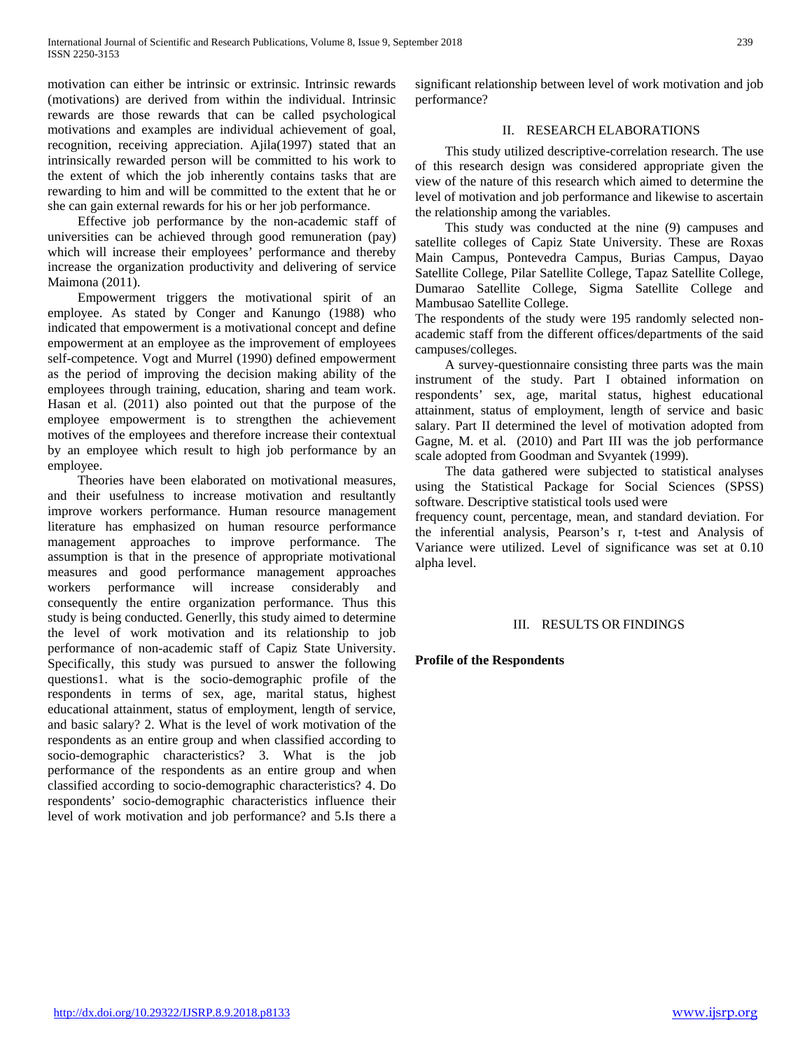motivation can either be intrinsic or extrinsic. Intrinsic rewards (motivations) are derived from within the individual. Intrinsic rewards are those rewards that can be called psychological motivations and examples are individual achievement of goal, recognition, receiving appreciation. Ajila(1997) stated that an intrinsically rewarded person will be committed to his work to the extent of which the job inherently contains tasks that are rewarding to him and will be committed to the extent that he or she can gain external rewards for his or her job performance.

Effective job performance by the non-academic staff of universities can be achieved through good remuneration (pay) which will increase their employees' performance and thereby increase the organization productivity and delivering of service Maimona (2011).

Empowerment triggers the motivational spirit of an employee. As stated by Conger and Kanungo (1988) who indicated that empowerment is a motivational concept and define empowerment at an employee as the improvement of employees self-competence. Vogt and Murrel (1990) defined empowerment as the period of improving the decision making ability of the employees through training, education, sharing and team work. Hasan et al. (2011) also pointed out that the purpose of the employee empowerment is to strengthen the achievement motives of the employees and therefore increase their contextual by an employee which result to high job performance by an employee.

Theories have been elaborated on motivational measures, and their usefulness to increase motivation and resultantly improve workers performance. Human resource management literature has emphasized on human resource performance management approaches to improve performance. The assumption is that in the presence of appropriate motivational measures and good performance management approaches workers performance will increase considerably and consequently the entire organization performance. Thus this study is being conducted. Generlly, this study aimed to determine the level of work motivation and its relationship to job performance of non-academic staff of Capiz State University. Specifically, this study was pursued to answer the following questions1. what is the socio-demographic profile of the respondents in terms of sex, age, marital status, highest educational attainment, status of employment, length of service, and basic salary? 2. What is the level of work motivation of the respondents as an entire group and when classified according to socio-demographic characteristics? 3. What is the job performance of the respondents as an entire group and when classified according to socio-demographic characteristics? 4. Do respondents' socio-demographic characteristics influence their level of work motivation and job performance? and 5.Is there a significant relationship between level of work motivation and job performance?

## II. RESEARCH ELABORATIONS

This study utilized descriptive-correlation research. The use of this research design was considered appropriate given the view of the nature of this research which aimed to determine the level of motivation and job performance and likewise to ascertain the relationship among the variables.

This study was conducted at the nine (9) campuses and satellite colleges of Capiz State University. These are Roxas Main Campus, Pontevedra Campus, Burias Campus, Dayao Satellite College, Pilar Satellite College, Tapaz Satellite College, Dumarao Satellite College, Sigma Satellite College and Mambusao Satellite College.

The respondents of the study were 195 randomly selected non-academic staff from the different offices/departments of the said campuses/colleges.

A survey-questionnaire consisting three parts was the main instrument of the study. Part I obtained information on respondents' sex, age, marital status, highest educational attainment, status of employment, length of service and basic salary. Part II determined the level of motivation adopted from Gagne, M. et al. (2010) and Part III was the job performance scale adopted from Goodman and Svyantek (1999).

The data gathered were subjected to statistical analyses using the Statistical Package for Social Sciences (SPSS) software. Descriptive statistical tools used were frequency count, percentage, mean, and standard deviation. For the inferential analysis, Pearson's r, t-test and Analysis of Variance were utilized. Level of significance was set at 0.10 alpha level.

## III. RESULTS OR FINDINGS

**Profile of the Respondents**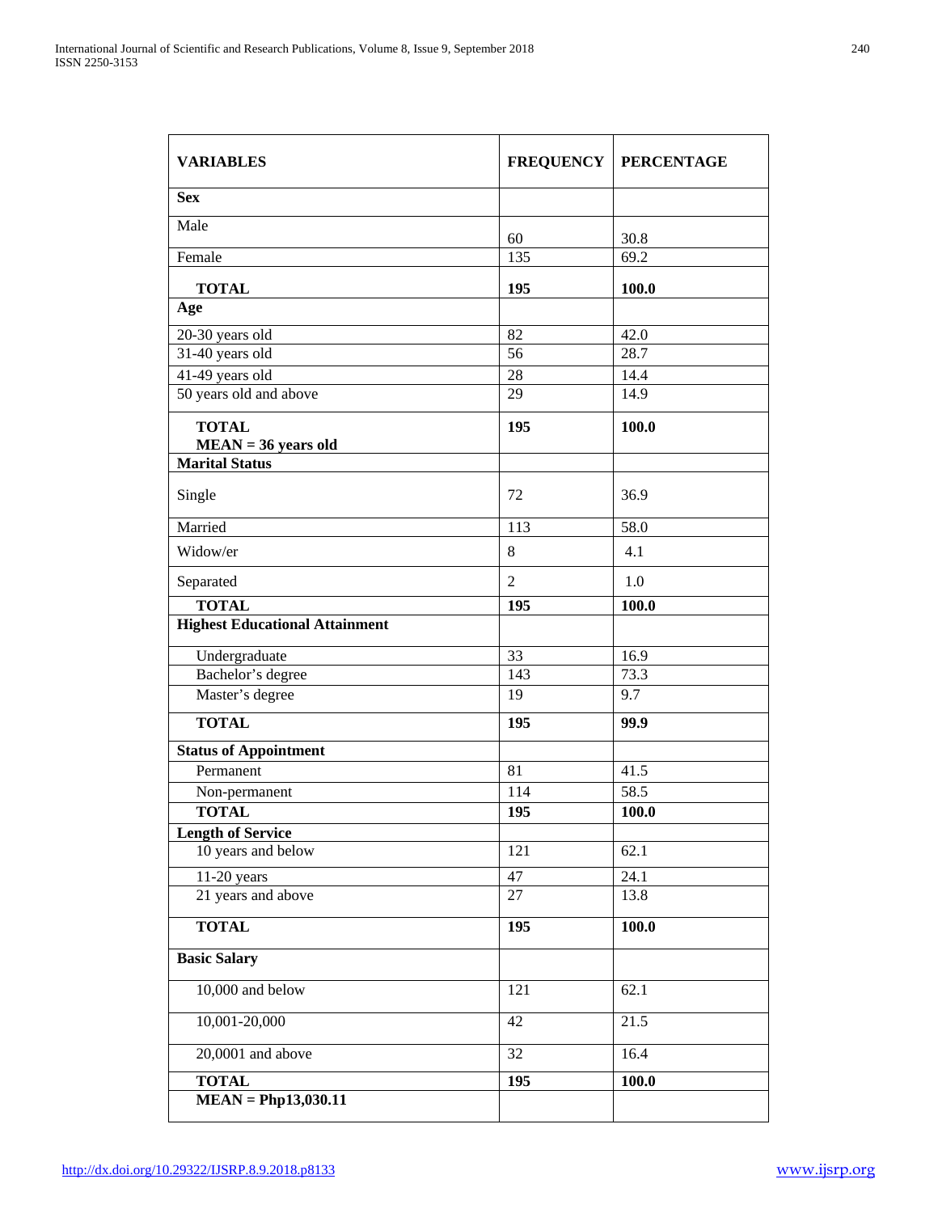| VARIABLES | FREQUENCY | PERCENTAGE |
|---|---|---|
| **Sex** | | |
| Male | 60 | 30.8 |
| Female | 135 | 69.2 |
| **TOTAL** | **195** | **100.0** |
| **Age** | | |
| 20-30 years old | 82 | 42.0 |
| 31-40 years old | 56 | 28.7 |
| 41-49 years old | 28 | 14.4 |
| 50 years old and above | 29 | 14.9 |
| **TOTAL** **MEAN = 36 years old** | **195** | **100.0** |
| **Marital Status** | | |
| Single | 72 | 36.9 |
| Married | 113 | 58.0 |
| Widow/er | 8 | 4.1 |
| Separated | 2 | 1.0 |
| **TOTAL** | **195** | **100.0** |
| **Highest Educational Attainment** | | |
| Undergraduate | 33 | 16.9 |
| Bachelor's degree | 143 | 73.3 |
| Master's degree | 19 | 9.7 |
| **TOTAL** | **195** | **99.9** |
| **Status of Appointment** | | |
| Permanent | 81 | 41.5 |
| Non-permanent | 114 | 58.5 |
| **TOTAL** | **195** | **100.0** |
| **Length of Service** | | |
| 10 years and below | 121 | 62.1 |
| 11-20 years | 47 | 24.1 |
| 21 years and above | 27 | 13.8 |
| **TOTAL** | **195** | **100.0** |
| **Basic Salary** | | |
| 10,000 and below | 121 | 62.1 |
| 10,001-20,000 | 42 | 21.5 |
| 20,0001 and above | 32 | 16.4 |
| **TOTAL** | **195** | **100.0** |
| **MEAN = Php13,030.11** | | |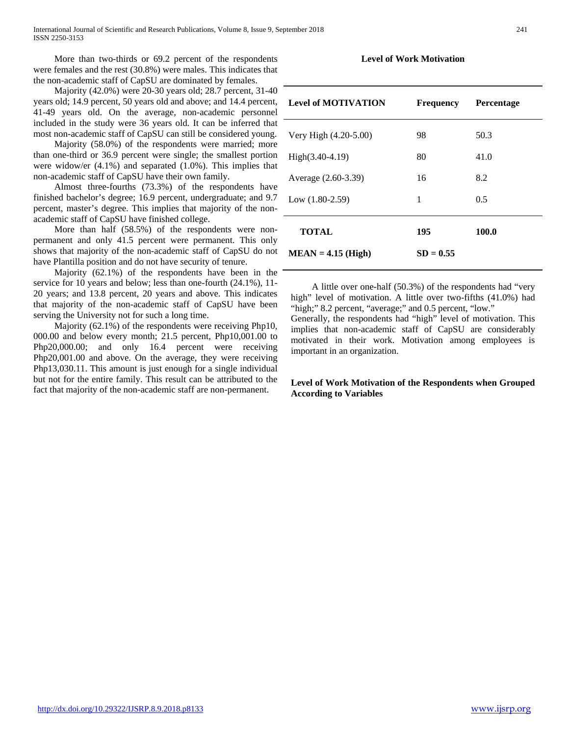More than two-thirds or 69.2 percent of the respondents were females and the rest (30.8%) were males. This indicates that the non-academic staff of CapSU are dominated by females.

Majority (42.0%) were 20-30 years old; 28.7 percent, 31-40 years old; 14.9 percent, 50 years old and above; and 14.4 percent, 41-49 years old. On the average, non-academic personnel included in the study were 36 years old. It can be inferred that most non-academic staff of CapSU can still be considered young.

Majority (58.0%) of the respondents were married; more than one-third or 36.9 percent were single; the smallest portion were widow/er (4.1%) and separated (1.0%). This implies that non-academic staff of CapSU have their own family.

Almost three-fourths (73.3%) of the respondents have finished bachelor's degree; 16.9 percent, undergraduate; and 9.7 percent, master's degree. This implies that majority of the non-academic staff of CapSU have finished college.

More than half (58.5%) of the respondents were non-permanent and only 41.5 percent were permanent. This only shows that majority of the non-academic staff of CapSU do not have Plantilla position and do not have security of tenure.

Majority (62.1%) of the respondents have been in the service for 10 years and below; less than one-fourth (24.1%), 11-20 years; and 13.8 percent, 20 years and above. This indicates that majority of the non-academic staff of CapSU have been serving the University not for such a long time.

Majority (62.1%) of the respondents were receiving Php10, 000.00 and below every month; 21.5 percent, Php10,001.00 to Php20,000.00; and only 16.4 percent were receiving Php20,001.00 and above. On the average, they were receiving Php13,030.11. This amount is just enough for a single individual but not for the entire family. This result can be attributed to the fact that majority of the non-academic staff are non-permanent.

**Level of Work Motivation**

| Level of MOTIVATION | Frequency | Percentage |
|---|---|---|
| Very High (4.20-5.00) | 98 | 50.3 |
| High(3.40-4.19) | 80 | 41.0 |
| Average (2.60-3.39) | 16 | 8.2 |
| Low (1.80-2.59) | 1 | 0.5 |
| **TOTAL** | **195** | **100.0** |
| **MEAN = 4.15 (High)** | **SD = 0.55** | |

A little over one-half (50.3%) of the respondents had "very high" level of motivation. A little over two-fifths (41.0%) had "high;" 8.2 percent, "average;" and 0.5 percent, "low."

Generally, the respondents had "high" level of motivation. This implies that non-academic staff of CapSU are considerably motivated in their work. Motivation among employees is important in an organization.

**Level of Work Motivation of the Respondents when Grouped According to Variables**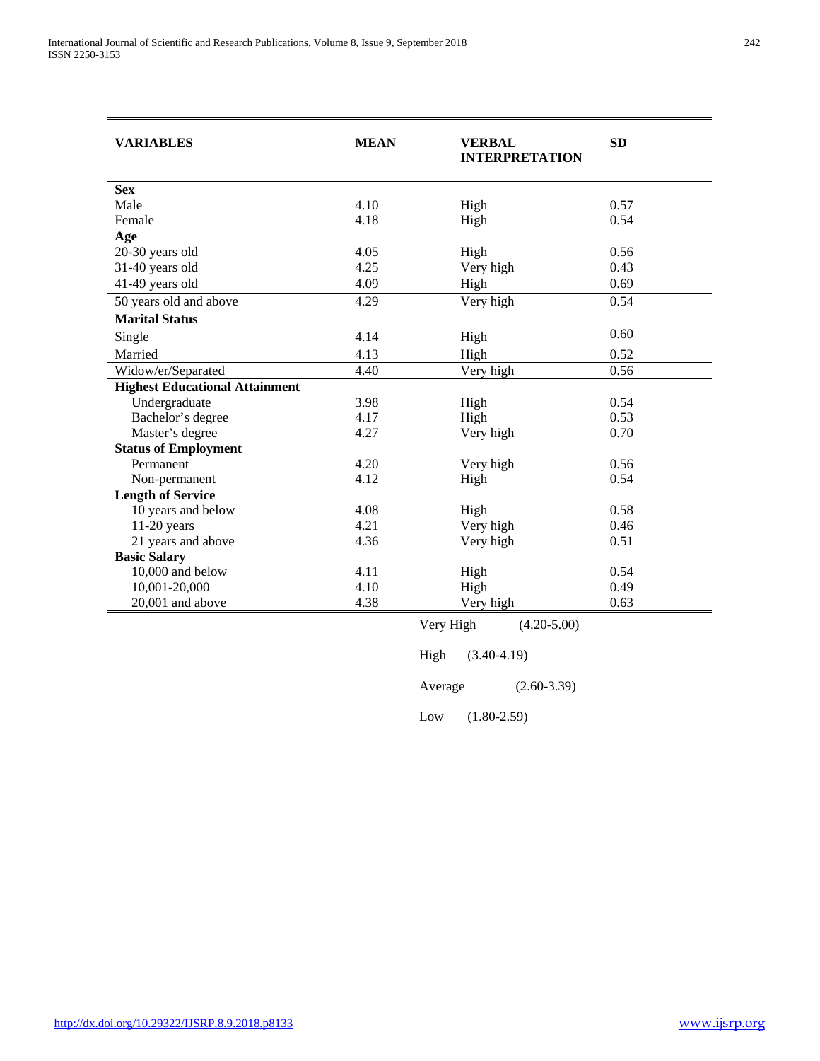| VARIABLES | MEAN | VERBAL INTERPRETATION | SD |
|---|---|---|---|
| **Sex** | | | |
| Male | 4.10 | High | 0.57 |
| Female | 4.18 | High | 0.54 |
| **Age** | | | |
| 20-30 years old | 4.05 | High | 0.56 |
| 31-40 years old | 4.25 | Very high | 0.43 |
| 41-49 years old | 4.09 | High | 0.69 |
| 50 years old and above | 4.29 | Very high | 0.54 |
| **Marital Status** | | | |
| Single | 4.14 | High | 0.60 |
| Married | 4.13 | High | 0.52 |
| Widow/er/Separated | 4.40 | Very high | 0.56 |
| **Highest Educational Attainment** | | | |
| Undergraduate | 3.98 | High | 0.54 |
| Bachelor's degree | 4.17 | High | 0.53 |
| Master's degree | 4.27 | Very high | 0.70 |
| **Status of Employment** | | | |
| Permanent | 4.20 | Very high | 0.56 |
| Non-permanent | 4.12 | High | 0.54 |
| **Length of Service** | | | |
| 10 years and below | 4.08 | High | 0.58 |
| 11-20 years | 4.21 | Very high | 0.46 |
| 21 years and above | 4.36 | Very high | 0.51 |
| **Basic Salary** | | | |
| 10,000 and below | 4.11 | High | 0.54 |
| 10,001-20,000 | 4.10 | High | 0.49 |
| 20,001 and above | 4.38 | Very high | 0.63 |

Very High (4.20-5.00)

High (3.40-4.19)

Average (2.60-3.39)

Low (1.80-2.59)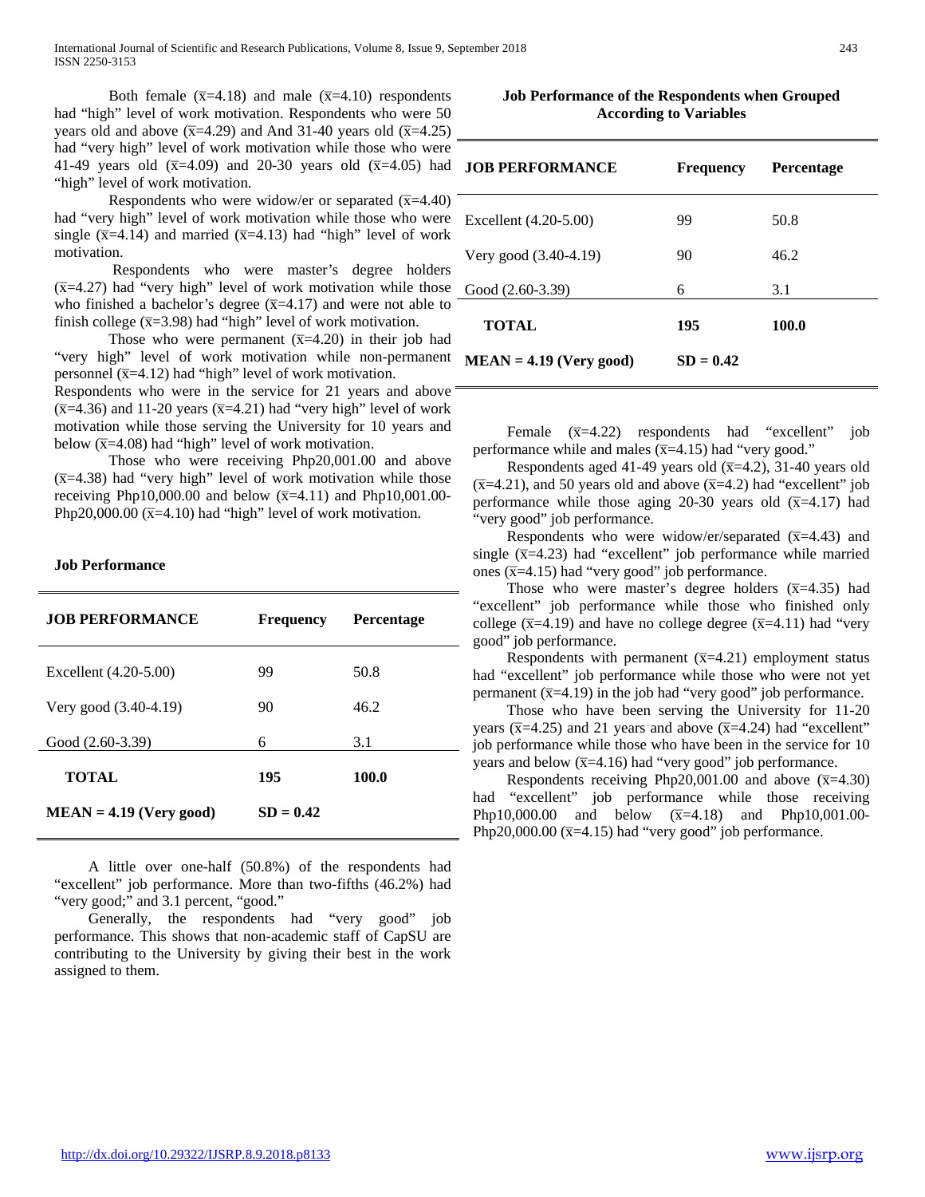Both female ($\bar{x}$=4.18) and male ($\bar{x}$=4.10) respondents had "high" level of work motivation. Respondents who were 50 years old and above ($\bar{x}$=4.29) and And 31-40 years old ($\bar{x}$=4.25) had "very high" level of work motivation while those who were 41-49 years old ($\bar{x}$=4.09) and 20-30 years old ($\bar{x}$=4.05) had "high" level of work motivation.

Respondents who were widow/er or separated ($\bar{x}$=4.40) had "very high" level of work motivation while those who were single ($\bar{x}$=4.14) and married ($\bar{x}$=4.13) had "high" level of work motivation.

Respondents who were master's degree holders ($\bar{x}$=4.27) had "very high" level of work motivation while those who finished a bachelor's degree ($\bar{x}$=4.17) and were not able to finish college ($\bar{x}$=3.98) had "high" level of work motivation.

Those who were permanent ($\bar{x}$=4.20) in their job had "very high" level of work motivation while non-permanent personnel ($\bar{x}$=4.12) had "high" level of work motivation.
Respondents who were in the service for 21 years and above ($\bar{x}$=4.36) and 11-20 years ($\bar{x}$=4.21) had "very high" level of work motivation while those serving the University for 10 years and below ($\bar{x}$=4.08) had "high" level of work motivation.

Those who were receiving Php20,001.00 and above ($\bar{x}$=4.38) had "very high" level of work motivation while those receiving Php10,000.00 and below ($\bar{x}$=4.11) and Php10,001.00-Php20,000.00 ($\bar{x}$=4.10) had "high" level of work motivation.

**Job Performance**

| JOB PERFORMANCE | Frequency | Percentage |
|---|---|---|
| Excellent (4.20-5.00) | 99 | 50.8 |
| Very good (3.40-4.19) | 90 | 46.2 |
| Good (2.60-3.39) | 6 | 3.1 |
| **TOTAL** | **195** | **100.0** |
| **MEAN = 4.19 (Very good)** | **SD = 0.42** | |

A little over one-half (50.8%) of the respondents had "excellent" job performance. More than two-fifths (46.2%) had "very good;" and 3.1 percent, "good."

Generally, the respondents had "very good" job performance. This shows that non-academic staff of CapSU are contributing to the University by giving their best in the work assigned to them.

**Job Performance of the Respondents when Grouped According to Variables**

| JOB PERFORMANCE | Frequency | Percentage |
|---|---|---|
| Excellent (4.20-5.00) | 99 | 50.8 |
| Very good (3.40-4.19) | 90 | 46.2 |
| Good (2.60-3.39) | 6 | 3.1 |
| **TOTAL** | **195** | **100.0** |
| **MEAN = 4.19 (Very good)** | **SD = 0.42** | |

Female ($\bar{x}$=4.22) respondents had "excellent" job performance while and males ($\bar{x}$=4.15) had "very good."

Respondents aged 41-49 years old ($\bar{x}$=4.2), 31-40 years old ($\bar{x}$=4.21), and 50 years old and above ($\bar{x}$=4.2) had "excellent" job performance while those aging 20-30 years old ($\bar{x}$=4.17) had "very good" job performance.

Respondents who were widow/er/separated ($\bar{x}$=4.43) and single ($\bar{x}$=4.23) had "excellent" job performance while married ones ($\bar{x}$=4.15) had "very good" job performance.

Those who were master's degree holders ($\bar{x}$=4.35) had "excellent" job performance while those who finished only college ($\bar{x}$=4.19) and have no college degree ($\bar{x}$=4.11) had "very good" job performance.

Respondents with permanent ($\bar{x}$=4.21) employment status had "excellent" job performance while those who were not yet permanent ($\bar{x}$=4.19) in the job had "very good" job performance.

Those who have been serving the University for 11-20 years ($\bar{x}$=4.25) and 21 years and above ($\bar{x}$=4.24) had "excellent" job performance while those who have been in the service for 10 years and below ($\bar{x}$=4.16) had "very good" job performance.

Respondents receiving Php20,001.00 and above ($\bar{x}$=4.30) had "excellent" job performance while those receiving Php10,000.00 and below ($\bar{x}$=4.18) and Php10,001.00-Php20,000.00 ($\bar{x}$=4.15) had "very good" job performance.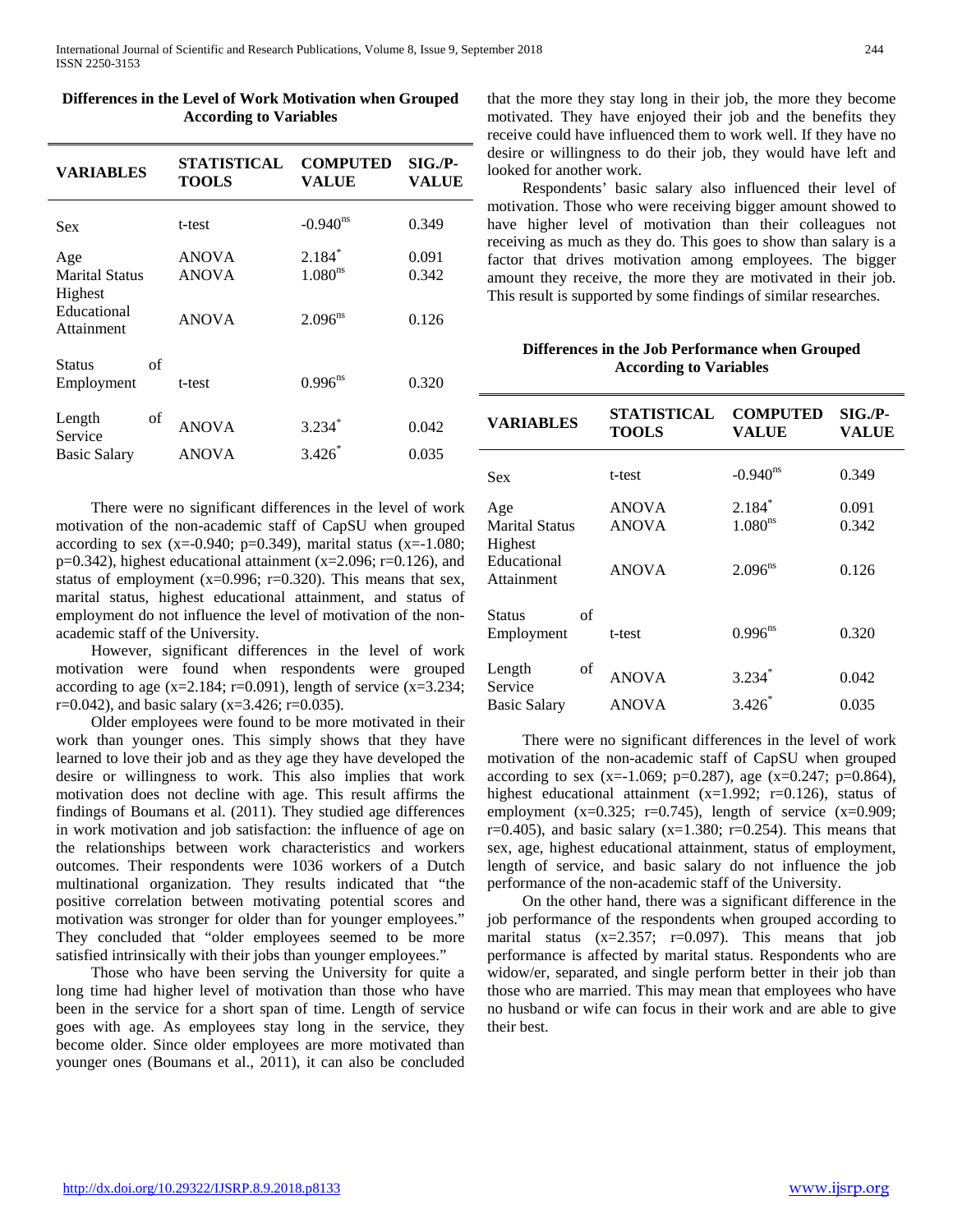**Differences in the Level of Work Motivation when Grouped According to Variables**

| VARIABLES | STATISTICAL TOOLS | COMPUTED VALUE | SIG./P-VALUE |
|---|---|---|---|
| Sex | t-test | $-0.940^{ns}$ | 0.349 |
| Age | ANOVA | $2.184^{*}$ | 0.091 |
| Marital Status | ANOVA | $1.080^{ns}$ | 0.342 |
| Highest Educational Attainment | ANOVA | $2.096^{ns}$ | 0.126 |
| Status of Employment | t-test | $0.996^{ns}$ | 0.320 |
| Length of Service | ANOVA | $3.234^{*}$ | 0.042 |
| Basic Salary | ANOVA | $3.426^{*}$ | 0.035 |

There were no significant differences in the level of work motivation of the non-academic staff of CapSU when grouped according to sex (x=-0.940; p=0.349), marital status (x=-1.080; p=0.342), highest educational attainment (x=2.096; r=0.126), and status of employment (x=0.996; r=0.320). This means that sex, marital status, highest educational attainment, and status of employment do not influence the level of motivation of the non-academic staff of the University.

However, significant differences in the level of work motivation were found when respondents were grouped according to age (x=2.184; r=0.091), length of service (x=3.234; r=0.042), and basic salary (x=3.426; r=0.035).

Older employees were found to be more motivated in their work than younger ones. This simply shows that they have learned to love their job and as they age they have developed the desire or willingness to work. This also implies that work motivation does not decline with age. This result affirms the findings of Boumans et al. (2011). They studied age differences in work motivation and job satisfaction: the influence of age on the relationships between work characteristics and workers outcomes. Their respondents were 1036 workers of a Dutch multinational organization. They results indicated that "the positive correlation between motivating potential scores and motivation was stronger for older than for younger employees." They concluded that "older employees seemed to be more satisfied intrinsically with their jobs than younger employees."

Those who have been serving the University for quite a long time had higher level of motivation than those who have been in the service for a short span of time. Length of service goes with age. As employees stay long in the service, they become older. Since older employees are more motivated than younger ones (Boumans et al., 2011), it can also be concluded that the more they stay long in their job, the more they become motivated. They have enjoyed their job and the benefits they receive could have influenced them to work well. If they have no desire or willingness to do their job, they would have left and looked for another work.

Respondents' basic salary also influenced their level of motivation. Those who were receiving bigger amount showed to have higher level of motivation than their colleagues not receiving as much as they do. This goes to show than salary is a factor that drives motivation among employees. The bigger amount they receive, the more they are motivated in their job. This result is supported by some findings of similar researches.

**Differences in the Job Performance when Grouped According to Variables**

| VARIABLES | STATISTICAL TOOLS | COMPUTED VALUE | SIG./P-VALUE |
|---|---|---|---|
| Sex | t-test | $-0.940^{ns}$ | 0.349 |
| Age | ANOVA | $2.184^{*}$ | 0.091 |
| Marital Status | ANOVA | $1.080^{ns}$ | 0.342 |
| Highest Educational Attainment | ANOVA | $2.096^{ns}$ | 0.126 |
| Status of Employment | t-test | $0.996^{ns}$ | 0.320 |
| Length of Service | ANOVA | $3.234^{*}$ | 0.042 |
| Basic Salary | ANOVA | $3.426^{*}$ | 0.035 |

There were no significant differences in the level of work motivation of the non-academic staff of CapSU when grouped according to sex (x=-1.069; p=0.287), age (x=0.247; p=0.864), highest educational attainment (x=1.992; r=0.126), status of employment (x=0.325; r=0.745), length of service (x=0.909; r=0.405), and basic salary (x=1.380; r=0.254). This means that sex, age, highest educational attainment, status of employment, length of service, and basic salary do not influence the job performance of the non-academic staff of the University.

On the other hand, there was a significant difference in the job performance of the respondents when grouped according to marital status (x=2.357; r=0.097). This means that job performance is affected by marital status. Respondents who are widow/er, separated, and single perform better in their job than those who are married. This may mean that employees who have no husband or wife can focus in their work and are able to give their best.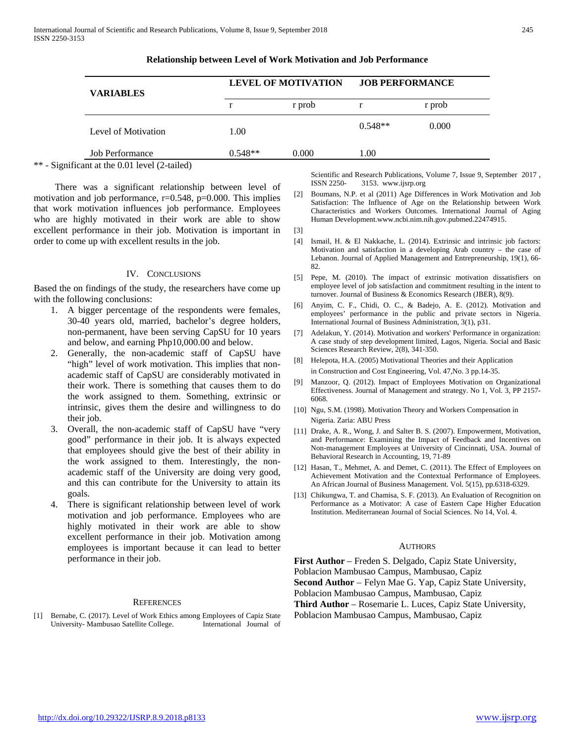**Relationship between Level of Work Motivation and Job Performance**

| VARIABLES | LEVEL OF MOTIVATION | | JOB PERFORMANCE | |
|---|---|---|---|---|
| | r | r prob | r | r prob |
| Level of Motivation | 1.00 | | 0.548** | 0.000 |
| Job Performance | 0.548** | 0.000 | 1.00 | |

** - Significant at the 0.01 level (2-tailed)

There was a significant relationship between level of motivation and job performance, r=0.548, p=0.000. This implies that work motivation influences job performance. Employees who are highly motivated in their work are able to show excellent performance in their job. Motivation is important in order to come up with excellent results in the job.

## IV. Conclusions

Based the on findings of the study, the researchers have come up with the following conclusions:

1. A bigger percentage of the respondents were females, 30-40 years old, married, bachelor's degree holders, non-permanent, have been serving CapSU for 10 years and below, and earning Php10,000.00 and below.
2. Generally, the non-academic staff of CapSU have "high" level of work motivation. This implies that non-academic staff of CapSU are considerably motivated in their work. There is something that causes them to do the work assigned to them. Something, extrinsic or intrinsic, gives them the desire and willingness to do their job.
3. Overall, the non-academic staff of CapSU have "very good" performance in their job. It is always expected that employees should give the best of their ability in the work assigned to them. Interestingly, the non-academic staff of the University are doing very good, and this can contribute for the University to attain its goals.
4. There is significant relationship between level of work motivation and job performance. Employees who are highly motivated in their work are able to show excellent performance in their job. Motivation among employees is important because it can lead to better performance in their job.

## References

[1] Bernabe, C. (2017). Level of Work Ethics among Employees of Capiz State University- Mambusao Satellite College. International Journal of Scientific and Research Publications, Volume 7, Issue 9, September 2017 , ISSN 2250- 3153. www.ijsrp.org

[2] Boumans, N.P. et al (2011) Age Differences in Work Motivation and Job Satisfaction: The Influence of Age on the Relationship between Work Characteristics and Workers Outcomes. International Journal of Aging Human Development.www.ncbi.nim.nih.gov.pubmed.22474915.

[3]

[4] Ismail, H. & El Nakkache, L. (2014). Extrinsic and intrinsic job factors: Motivation and satisfaction in a developing Arab country – the case of Lebanon. Journal of Applied Management and Entrepreneurship, 19(1), 66-82.

[5] Pepe, M. (2010). The impact of extrinsic motivation dissatisfiers on employee level of job satisfaction and commitment resulting in the intent to turnover. Journal of Business & Economics Research (JBER), 8(9).

[6] Anyim, C. F., Chidi, O. C., & Badejo, A. E. (2012). Motivation and employees' performance in the public and private sectors in Nigeria. International Journal of Business Administration, 3(1), p31.

[7] Adelakun, Y. (2014). Motivation and workers' Performance in organization: A case study of step development limited, Lagos, Nigeria. Social and Basic Sciences Research Review, 2(8), 341-350.

[8] Helepota, H.A. (2005) Motivational Theories and their Application in Construction and Cost Engineering, Vol. 47,No. 3 pp.14-35.

[9] Manzoor, Q. (2012). Impact of Employees Motivation on Organizational Effectiveness. Journal of Management and strategy. No 1, Vol. 3, PP 2157-6068.

[10] Ngu, S.M. (1998). Motivation Theory and Workers Compensation in Nigeria. Zaria: ABU Press

[11] Drake, A. R., Wong, J. and Salter B. S. (2007). Empowerment, Motivation, and Performance: Examining the Impact of Feedback and Incentives on Non-management Employees at University of Cincinnati, USA. Journal of Behavioral Research in Accounting, 19, 71-89

[12] Hasan, T., Mehmet, A. and Demet, C. (2011). The Effect of Employees on Achievement Motivation and the Contextual Performance of Employees. An African Journal of Business Management. Vol. 5(15), pp.6318-6329.

[13] Chikungwa, T. and Chamisa, S. F. (2013). An Evaluation of Recognition on Performance as a Motivator: A case of Eastern Cape Higher Education Institution. Mediterranean Journal of Social Sciences. No 14, Vol. 4.

## Authors

**First Author** – Freden S. Delgado, Capiz State University, Poblacion Mambusao Campus, Mambusao, Capiz

**Second Author** – Felyn Mae G. Yap, Capiz State University, Poblacion Mambusao Campus, Mambusao, Capiz

**Third Author** – Rosemarie L. Luces, Capiz State University, Poblacion Mambusao Campus, Mambusao, Capiz